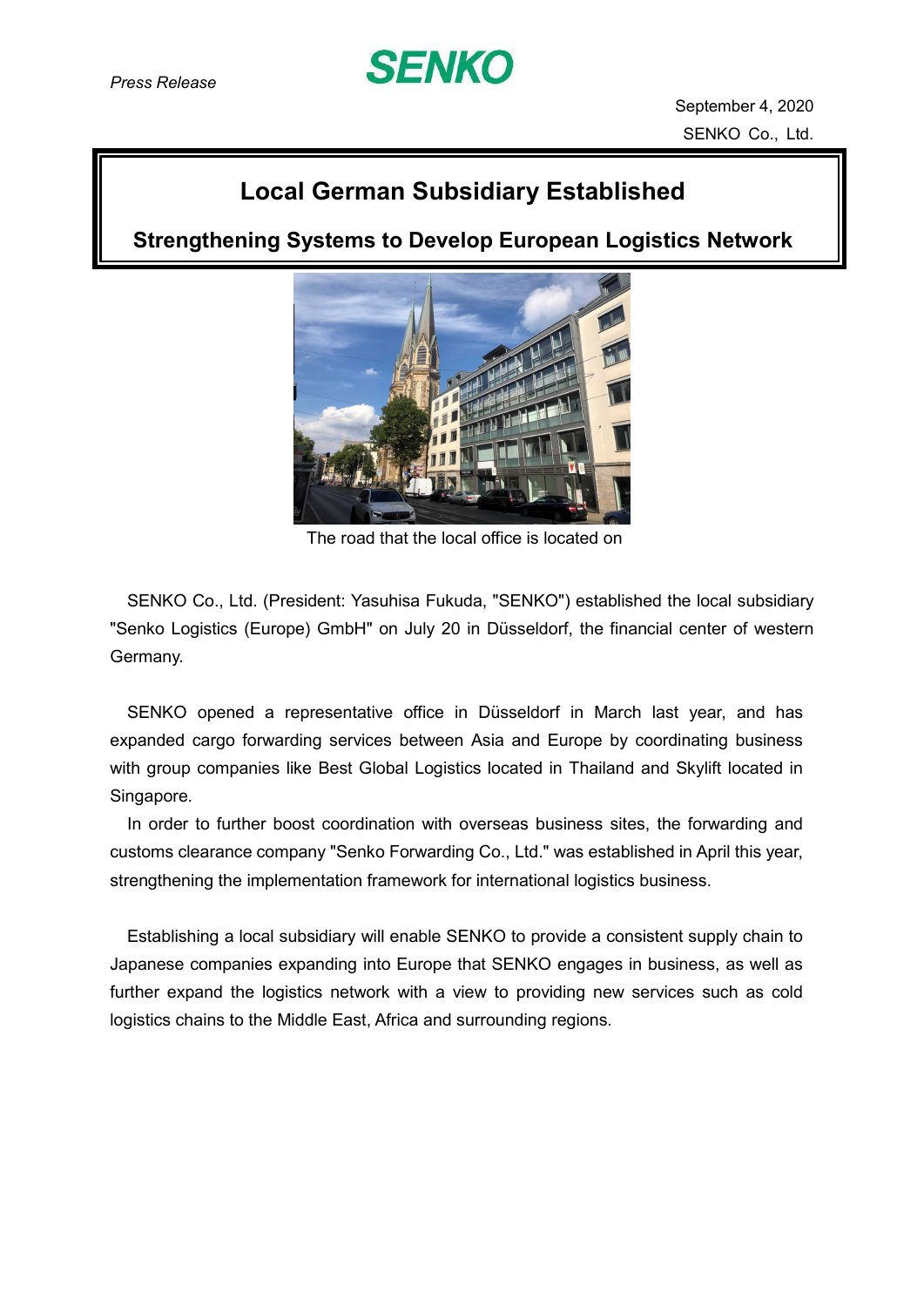*Press Release*

SENKO

September 4, 2020
SENKO Co., Ltd.

# Local German Subsidiary Established

## Strengthening Systems to Develop European Logistics Network

The road that the local office is located on

SENKO Co., Ltd. (President: Yasuhisa Fukuda, "SENKO") established the local subsidiary "Senko Logistics (Europe) GmbH" on July 20 in Düsseldorf, the financial center of western Germany.

SENKO opened a representative office in Düsseldorf in March last year, and has expanded cargo forwarding services between Asia and Europe by coordinating business with group companies like Best Global Logistics located in Thailand and Skylift located in Singapore.

In order to further boost coordination with overseas business sites, the forwarding and customs clearance company "Senko Forwarding Co., Ltd." was established in April this year, strengthening the implementation framework for international logistics business.

Establishing a local subsidiary will enable SENKO to provide a consistent supply chain to Japanese companies expanding into Europe that SENKO engages in business, as well as further expand the logistics network with a view to providing new services such as cold logistics chains to the Middle East, Africa and surrounding regions.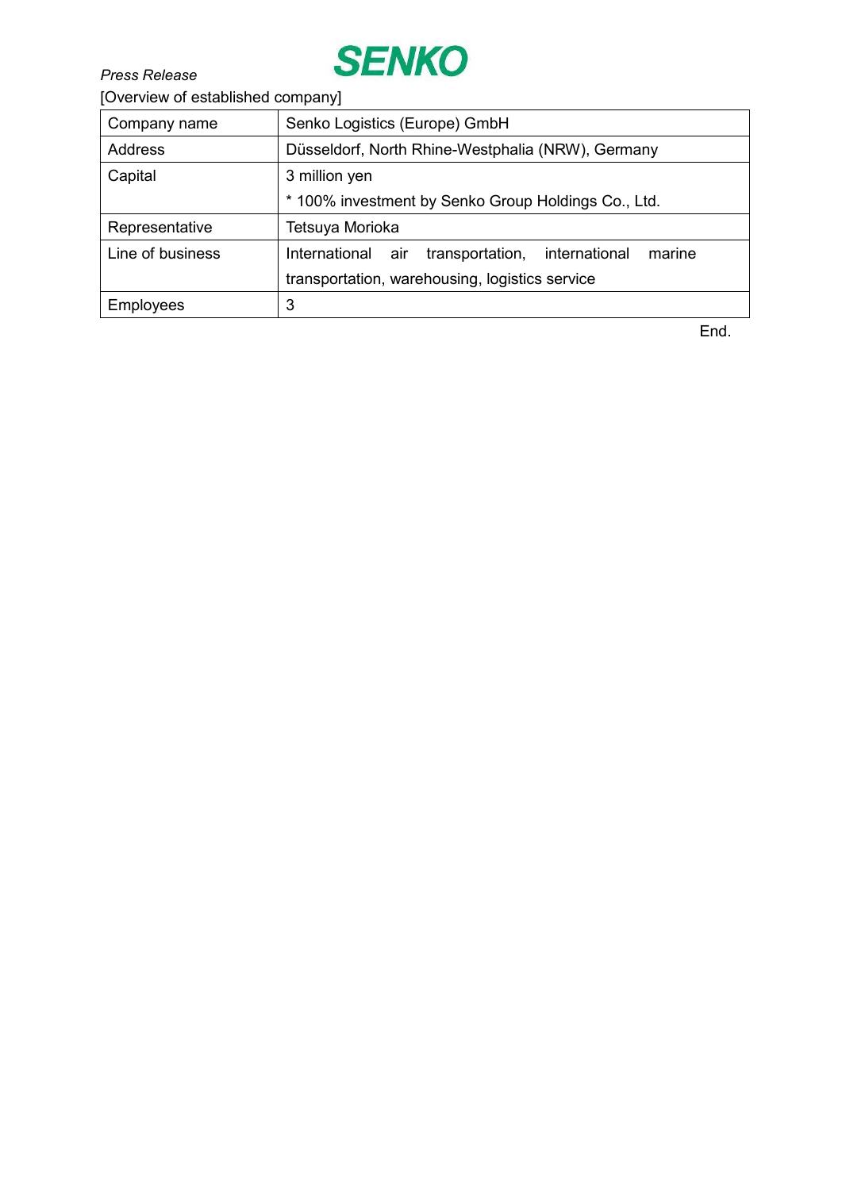*Press Release*

[Overview of established company]

| | |
|---|---|
| Company name | Senko Logistics (Europe) GmbH |
| Address | Düsseldorf, North Rhine-Westphalia (NRW), Germany |
| Capital | 3 million yen<br>* 100% investment by Senko Group Holdings Co., Ltd. |
| Representative | Tetsuya Morioka |
| Line of business | International air transportation, international marine transportation, warehousing, logistics service |
| Employees | 3 |

End.